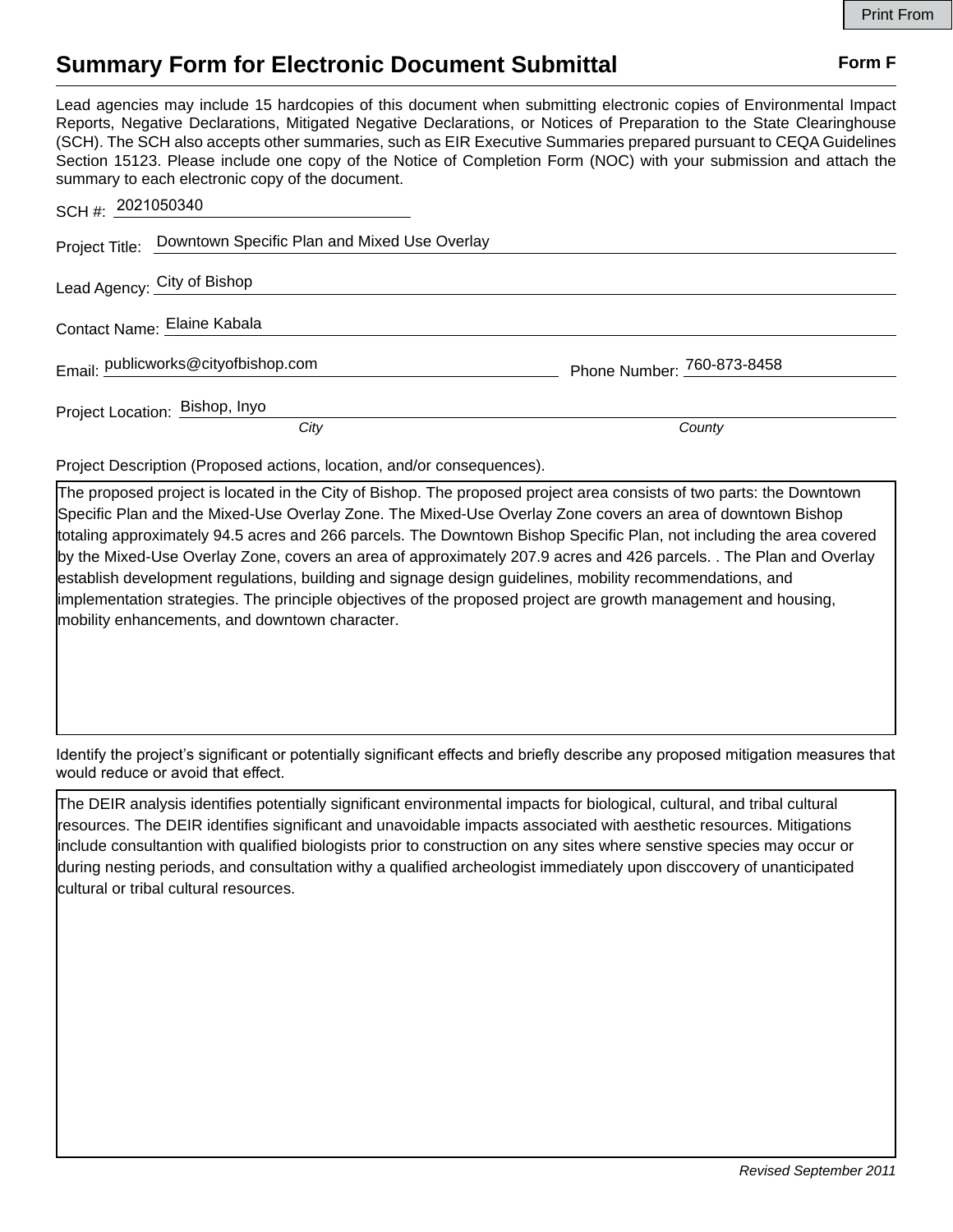# Summary Form for Electronic Document Submittal

**Form F**

Lead agencies may include 15 hardcopies of this document when submitting electronic copies of Environmental Impact Reports, Negative Declarations, Mitigated Negative Declarations, or Notices of Preparation to the State Clearinghouse (SCH). The SCH also accepts other summaries, such as EIR Executive Summaries prepared pursuant to CEQA Guidelines Section 15123. Please include one copy of the Notice of Completion Form (NOC) with your submission and attach the summary to each electronic copy of the document.

SCH #: 2021050340

Project Title: Downtown Specific Plan and Mixed Use Overlay

Lead Agency: City of Bishop

Contact Name: Elaine Kabala

Email: publicworks@cityofbishop.com    Phone Number: 760-873-8458

Project Location: Bishop, Inyo
*City*    *County*

Project Description (Proposed actions, location, and/or consequences).

The proposed project is located in the City of Bishop. The proposed project area consists of two parts: the Downtown Specific Plan and the Mixed-Use Overlay Zone. The Mixed-Use Overlay Zone covers an area of downtown Bishop totaling approximately 94.5 acres and 266 parcels. The Downtown Bishop Specific Plan, not including the area covered by the Mixed-Use Overlay Zone, covers an area of approximately 207.9 acres and 426 parcels. . The Plan and Overlay establish development regulations, building and signage design guidelines, mobility recommendations, and implementation strategies. The principle objectives of the proposed project are growth management and housing, mobility enhancements, and downtown character.

Identify the project's significant or potentially significant effects and briefly describe any proposed mitigation measures that would reduce or avoid that effect.

The DEIR analysis identifies potentially significant environmental impacts for biological, cultural, and tribal cultural resources. The DEIR identifies significant and unavoidable impacts associated with aesthetic resources. Mitigations include consultantion with qualified biologists prior to construction on any sites where senstive species may occur or during nesting periods, and consultation withy a qualified archeologist immediately upon disccovery of unanticipated cultural or tribal cultural resources.

*Revised September 2011*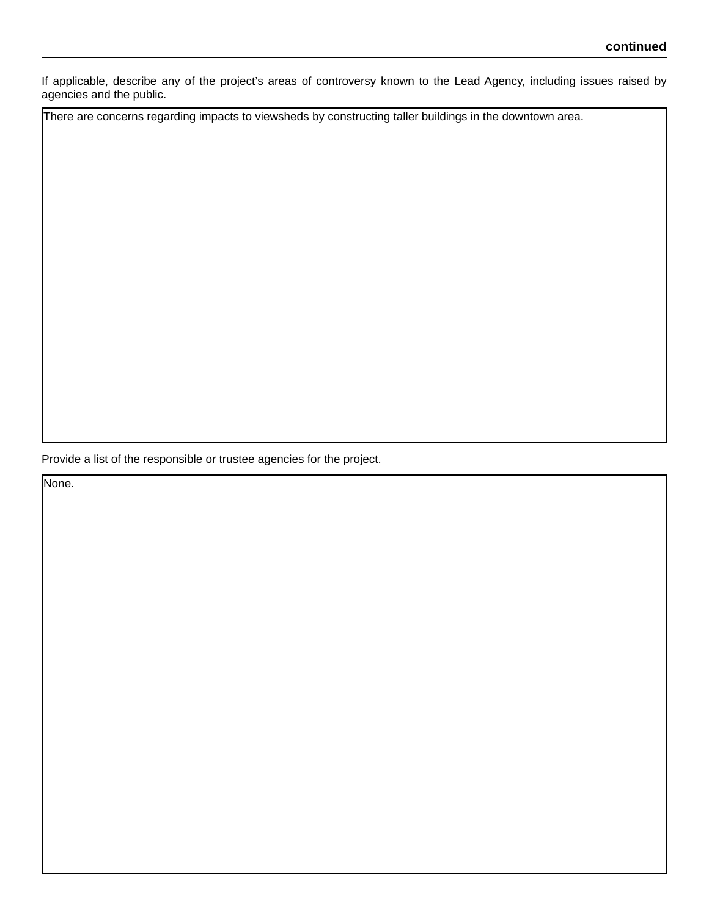If applicable, describe any of the project's areas of controversy known to the Lead Agency, including issues raised by agencies and the public.

There are concerns regarding impacts to viewsheds by constructing taller buildings in the downtown area.

Provide a list of the responsible or trustee agencies for the project.

None.